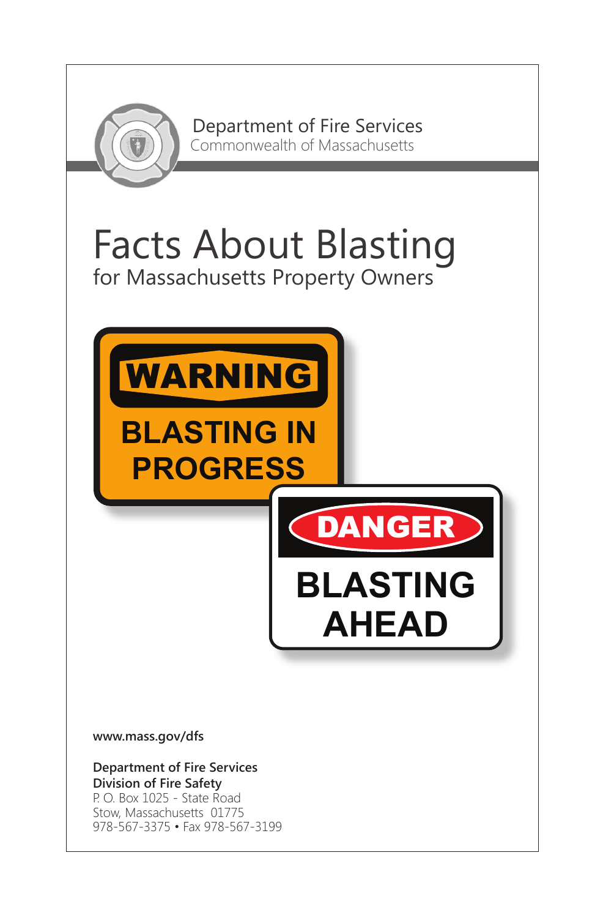Department of Fire Services
Commonwealth of Massachusetts

# Facts About Blasting

## for Massachusetts Property Owners

WARNING

BLASTING IN PROGRESS

DANGER

BLASTING AHEAD

**www.mass.gov/dfs**

**Department of Fire Services**
**Division of Fire Safety**
P. O. Box 1025 - State Road
Stow, Massachusetts 01775
978-567-3375 • Fax 978-567-3199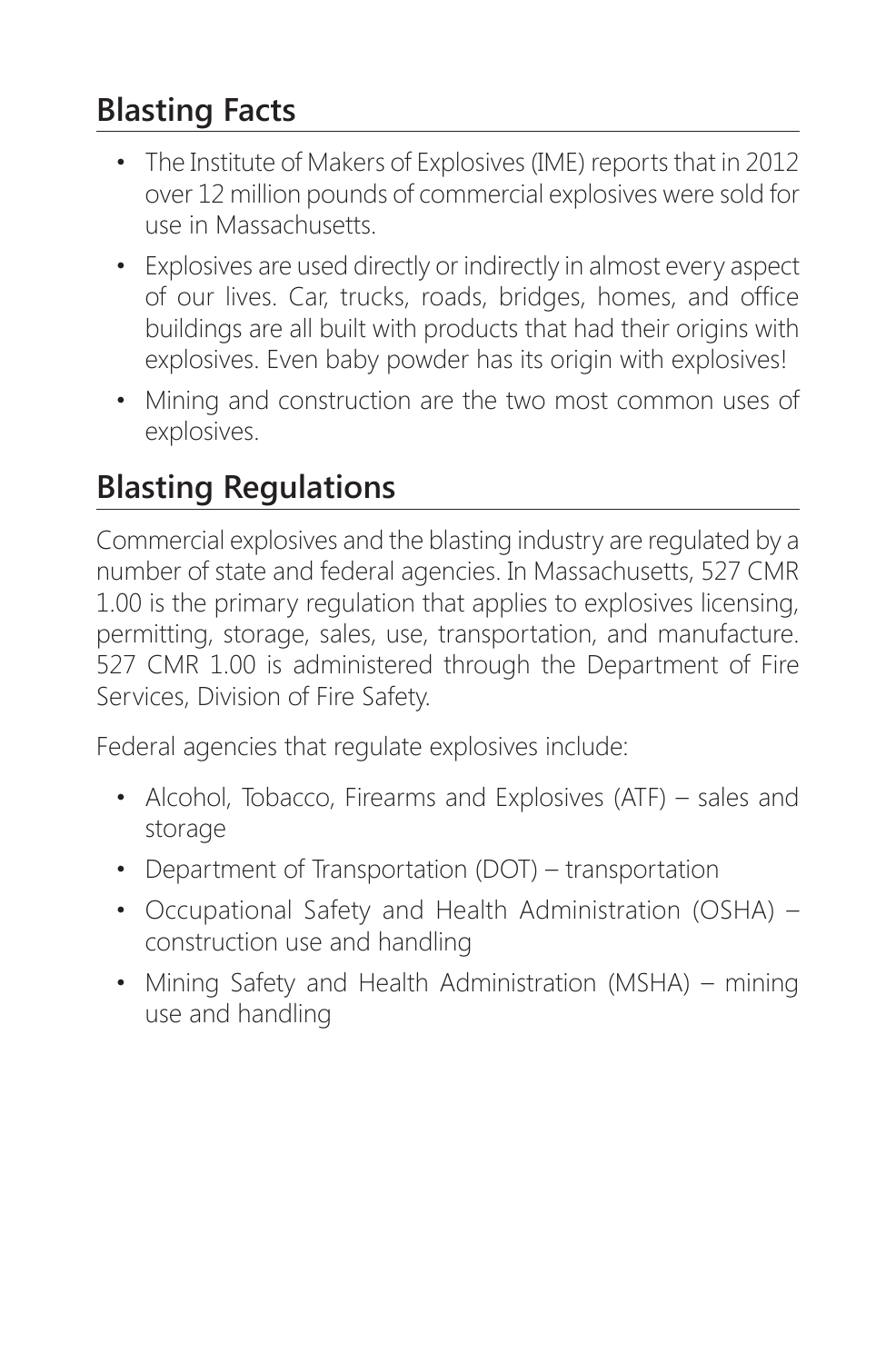## Blasting Facts

- The Institute of Makers of Explosives (IME) reports that in 2012 over 12 million pounds of commercial explosives were sold for use in Massachusetts.
- Explosives are used directly or indirectly in almost every aspect of our lives. Car, trucks, roads, bridges, homes, and office buildings are all built with products that had their origins with explosives. Even baby powder has its origin with explosives!
- Mining and construction are the two most common uses of explosives.

## Blasting Regulations

Commercial explosives and the blasting industry are regulated by a number of state and federal agencies. In Massachusetts, 527 CMR 1.00 is the primary regulation that applies to explosives licensing, permitting, storage, sales, use, transportation, and manufacture. 527 CMR 1.00 is administered through the Department of Fire Services, Division of Fire Safety.

Federal agencies that regulate explosives include:

- Alcohol, Tobacco, Firearms and Explosives (ATF) – sales and storage
- Department of Transportation (DOT) – transportation
- Occupational Safety and Health Administration (OSHA) – construction use and handling
- Mining Safety and Health Administration (MSHA) – mining use and handling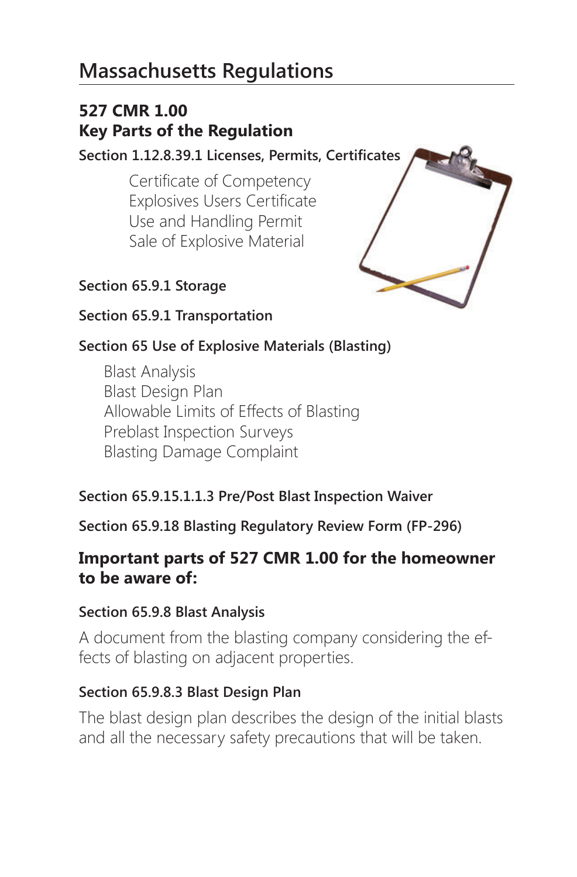# Massachusetts Regulations

## 527 CMR 1.00
## Key Parts of the Regulation

### Section 1.12.8.39.1 Licenses, Permits, Certificates

- Certificate of Competency
- Explosives Users Certificate
- Use and Handling Permit
- Sale of Explosive Material

### Section 65.9.1 Storage

### Section 65.9.1 Transportation

### Section 65 Use of Explosive Materials (Blasting)

- Blast Analysis
- Blast Design Plan
- Allowable Limits of Effects of Blasting
- Preblast Inspection Surveys
- Blasting Damage Complaint

### Section 65.9.15.1.1.3 Pre/Post Blast Inspection Waiver

### Section 65.9.18 Blasting Regulatory Review Form (FP-296)

## Important parts of 527 CMR 1.00 for the homeowner to be aware of:

### Section 65.9.8 Blast Analysis

A document from the blasting company considering the effects of blasting on adjacent properties.

### Section 65.9.8.3 Blast Design Plan

The blast design plan describes the design of the initial blasts and all the necessary safety precautions that will be taken.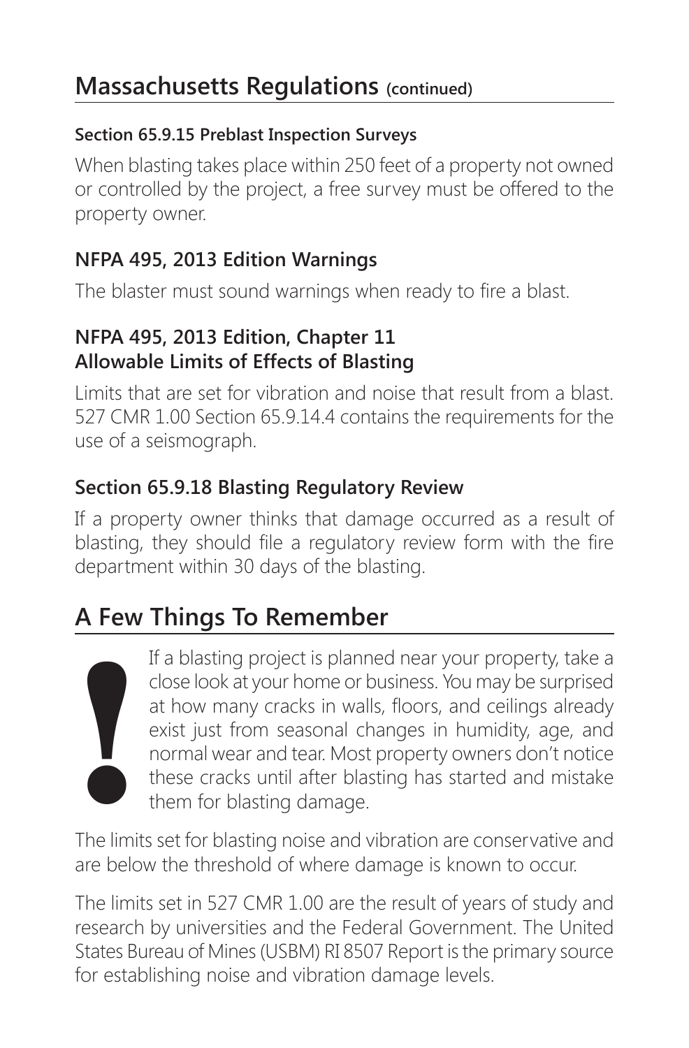## Massachusetts Regulations **(continued)**

### Section 65.9.15 Preblast Inspection Surveys

When blasting takes place within 250 feet of a property not owned or controlled by the project, a free survey must be offered to the property owner.

### NFPA 495, 2013 Edition Warnings

The blaster must sound warnings when ready to fire a blast.

### NFPA 495, 2013 Edition, Chapter 11 Allowable Limits of Effects of Blasting

Limits that are set for vibration and noise that result from a blast. 527 CMR 1.00 Section 65.9.14.4 contains the requirements for the use of a seismograph.

### Section 65.9.18 Blasting Regulatory Review

If a property owner thinks that damage occurred as a result of blasting, they should file a regulatory review form with the fire department within 30 days of the blasting.

## A Few Things To Remember

**!**

If a blasting project is planned near your property, take a close look at your home or business. You may be surprised at how many cracks in walls, floors, and ceilings already exist just from seasonal changes in humidity, age, and normal wear and tear. Most property owners don't notice these cracks until after blasting has started and mistake them for blasting damage.

The limits set for blasting noise and vibration are conservative and are below the threshold of where damage is known to occur.

The limits set in 527 CMR 1.00 are the result of years of study and research by universities and the Federal Government. The United States Bureau of Mines (USBM) RI 8507 Report is the primary source for establishing noise and vibration damage levels.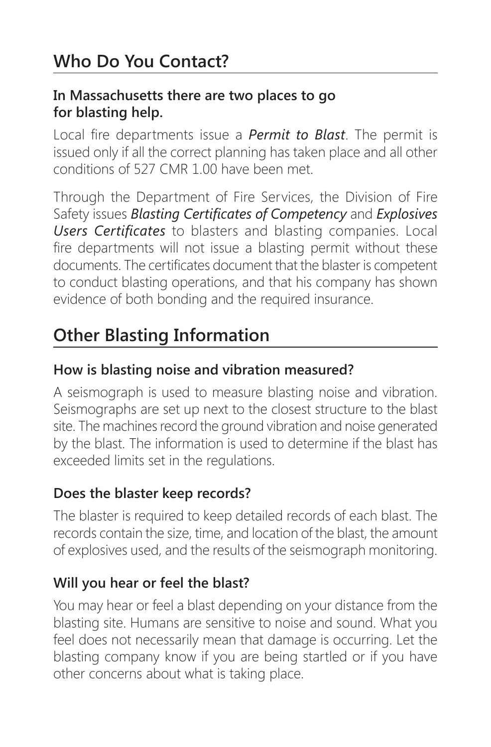## Who Do You Contact?

**In Massachusetts there are two places to go for blasting help.**

Local fire departments issue a ***Permit to Blast***. The permit is issued only if all the correct planning has taken place and all other conditions of 527 CMR 1.00 have been met.

Through the Department of Fire Services, the Division of Fire Safety issues *Blasting Certificates of Competency* and *Explosives Users Certificates* to blasters and blasting companies. Local fire departments will not issue a blasting permit without these documents. The certificates document that the blaster is competent to conduct blasting operations, and that his company has shown evidence of both bonding and the required insurance.

## Other Blasting Information

### How is blasting noise and vibration measured?

A seismograph is used to measure blasting noise and vibration. Seismographs are set up next to the closest structure to the blast site. The machines record the ground vibration and noise generated by the blast. The information is used to determine if the blast has exceeded limits set in the regulations.

### Does the blaster keep records?

The blaster is required to keep detailed records of each blast. The records contain the size, time, and location of the blast, the amount of explosives used, and the results of the seismograph monitoring.

### Will you hear or feel the blast?

You may hear or feel a blast depending on your distance from the blasting site. Humans are sensitive to noise and sound. What you feel does not necessarily mean that damage is occurring. Let the blasting company know if you are being startled or if you have other concerns about what is taking place.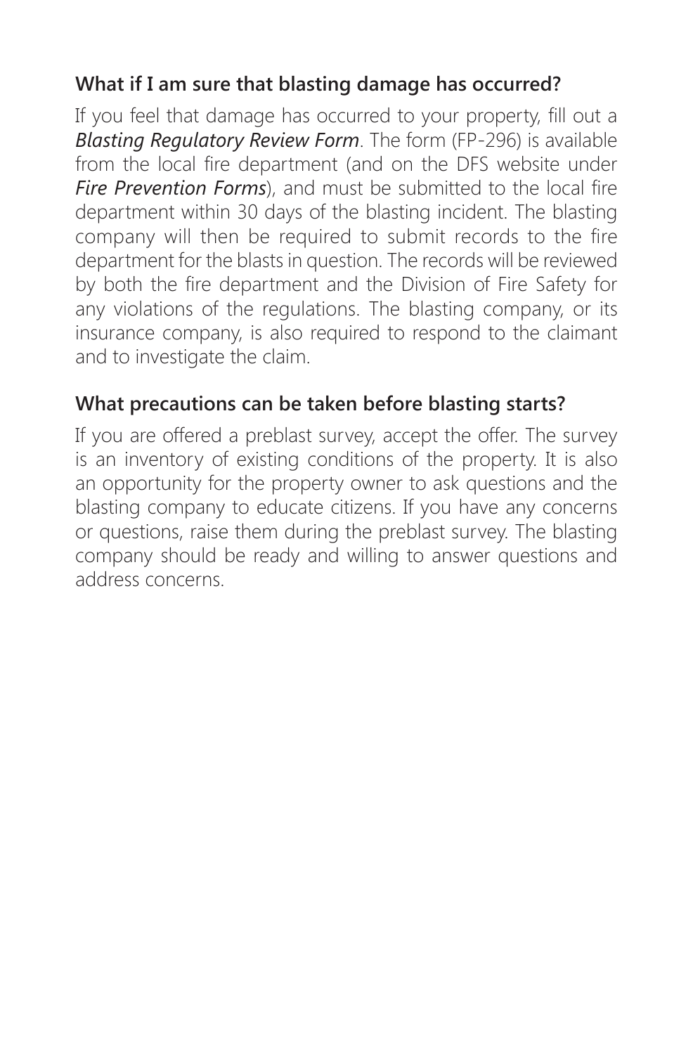## What if I am sure that blasting damage has occurred?

If you feel that damage has occurred to your property, fill out a ***Blasting Regulatory Review Form***. The form (FP-296) is available from the local fire department (and on the DFS website under ***Fire Prevention Forms***), and must be submitted to the local fire department within 30 days of the blasting incident. The blasting company will then be required to submit records to the fire department for the blasts in question. The records will be reviewed by both the fire department and the Division of Fire Safety for any violations of the regulations. The blasting company, or its insurance company, is also required to respond to the claimant and to investigate the claim.

## What precautions can be taken before blasting starts?

If you are offered a preblast survey, accept the offer. The survey is an inventory of existing conditions of the property. It is also an opportunity for the property owner to ask questions and the blasting company to educate citizens. If you have any concerns or questions, raise them during the preblast survey. The blasting company should be ready and willing to answer questions and address concerns.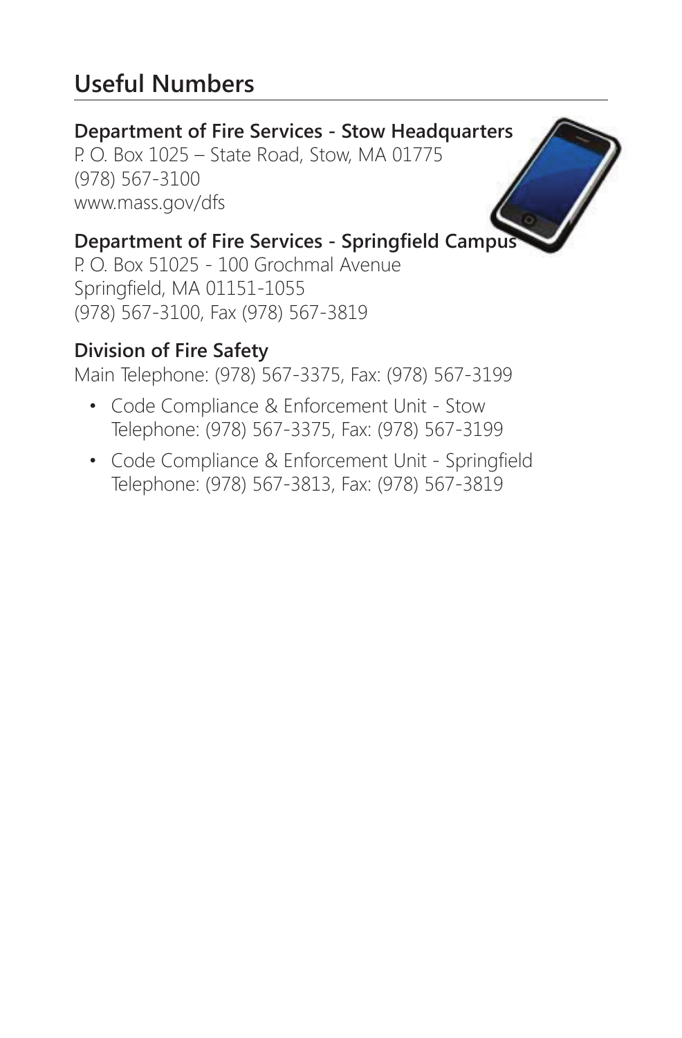## Useful Numbers

**Department of Fire Services - Stow Headquarters**
P. O. Box 1025 – State Road, Stow, MA 01775
(978) 567-3100
www.mass.gov/dfs

**Department of Fire Services - Springfield Campus**
P. O. Box 51025 - 100 Grochmal Avenue
Springfield, MA 01151-1055
(978) 567-3100, Fax (978) 567-3819

**Division of Fire Safety**
Main Telephone: (978) 567-3375, Fax: (978) 567-3199

- Code Compliance & Enforcement Unit - Stow
  Telephone: (978) 567-3375, Fax: (978) 567-3199
- Code Compliance & Enforcement Unit - Springfield
  Telephone: (978) 567-3813, Fax: (978) 567-3819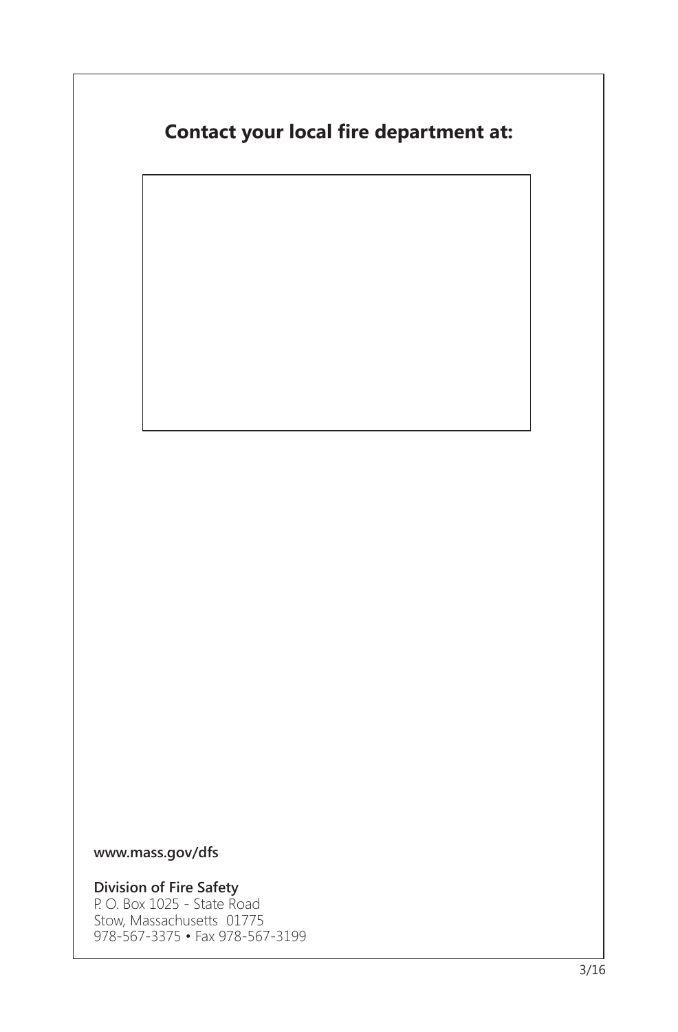## Contact your local fire department at:

**www.mass.gov/dfs**

**Division of Fire Safety**
P. O. Box 1025 - State Road
Stow, Massachusetts 01775
978-567-3375 • Fax 978-567-3199

3/16